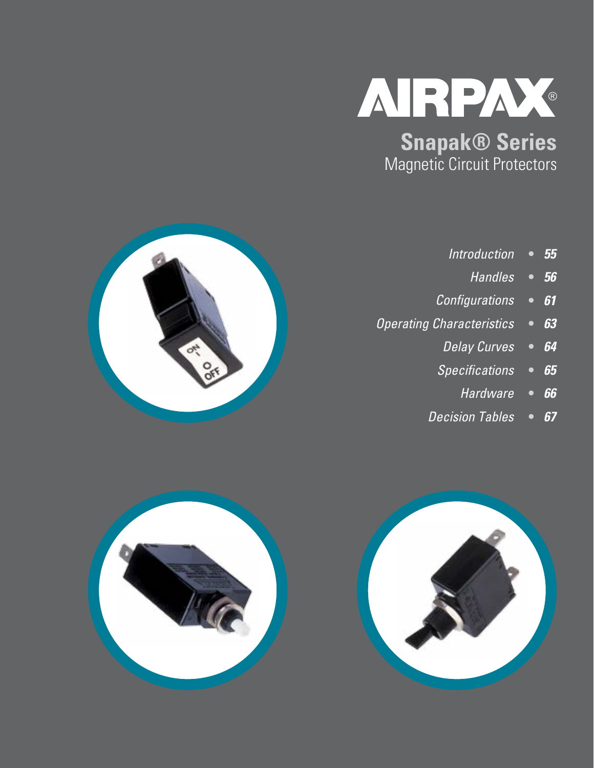# AIRPAX®

## Snapak® Series

Magnetic Circuit Protectors

- *Introduction* • ***55***
- *Handles* • ***56***
- *Configurations* • ***61***
- *Operating Characteristics* • ***63***
- *Delay Curves* • ***64***
- *Specifications* • ***65***
- *Hardware* • ***66***
- *Decision Tables* • ***67***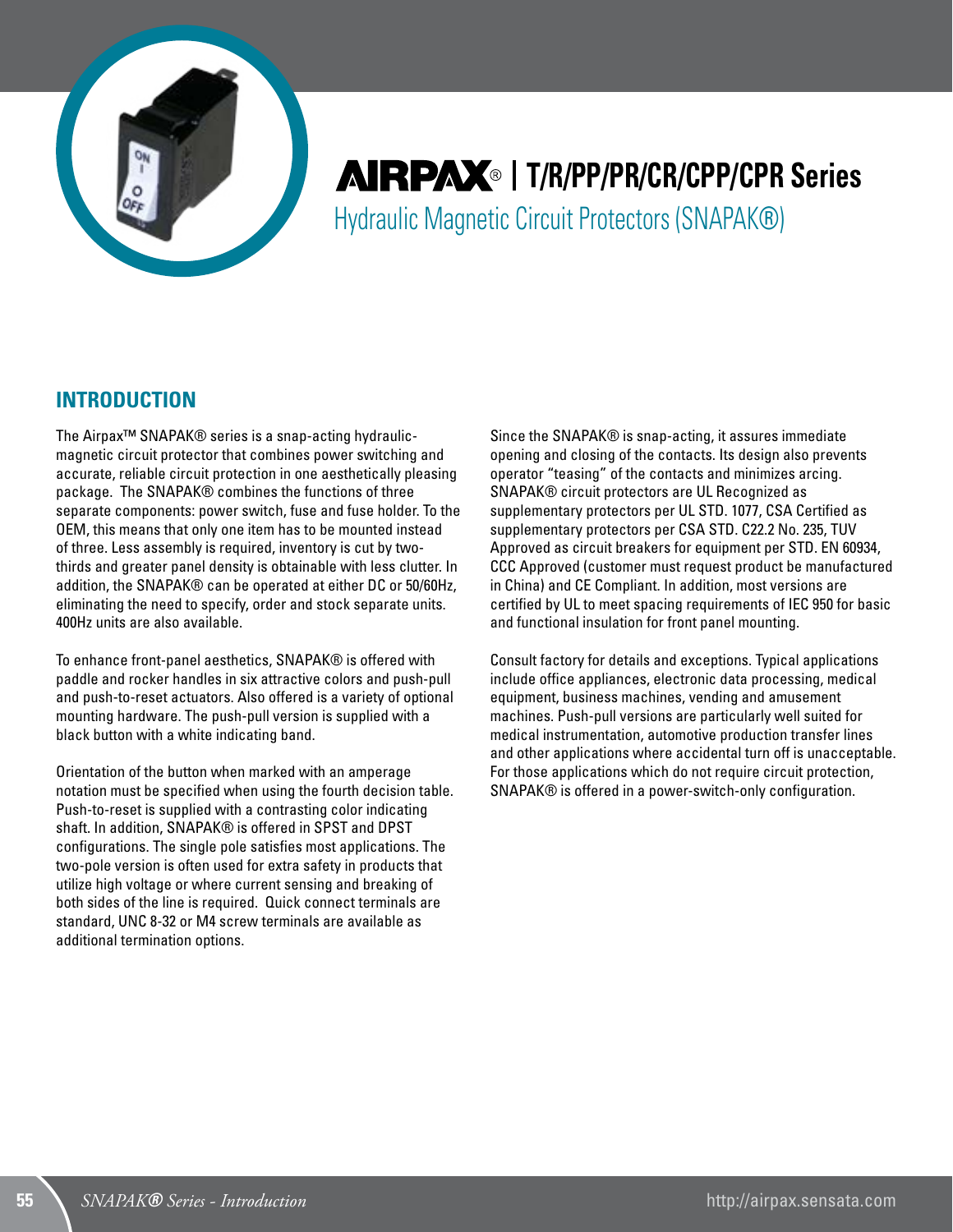# AIRPAX® | T/R/PP/PR/CR/CPP/CPR Series

Hydraulic Magnetic Circuit Protectors (SNAPAK®)

## INTRODUCTION

The Airpax™ SNAPAK® series is a snap-acting hydraulic-magnetic circuit protector that combines power switching and accurate, reliable circuit protection in one aesthetically pleasing package. The SNAPAK® combines the functions of three separate components: power switch, fuse and fuse holder. To the OEM, this means that only one item has to be mounted instead of three. Less assembly is required, inventory is cut by two-thirds and greater panel density is obtainable with less clutter. In addition, the SNAPAK® can be operated at either DC or 50/60Hz, eliminating the need to specify, order and stock separate units. 400Hz units are also available.

To enhance front-panel aesthetics, SNAPAK® is offered with paddle and rocker handles in six attractive colors and push-pull and push-to-reset actuators. Also offered is a variety of optional mounting hardware. The push-pull version is supplied with a black button with a white indicating band.

Orientation of the button when marked with an amperage notation must be specified when using the fourth decision table. Push-to-reset is supplied with a contrasting color indicating shaft. In addition, SNAPAK® is offered in SPST and DPST configurations. The single pole satisfies most applications. The two-pole version is often used for extra safety in products that utilize high voltage or where current sensing and breaking of both sides of the line is required. Quick connect terminals are standard, UNC 8-32 or M4 screw terminals are available as additional termination options.

Since the SNAPAK® is snap-acting, it assures immediate opening and closing of the contacts. Its design also prevents operator "teasing" of the contacts and minimizes arcing. SNAPAK® circuit protectors are UL Recognized as supplementary protectors per UL STD. 1077, CSA Certified as supplementary protectors per CSA STD. C22.2 No. 235, TUV Approved as circuit breakers for equipment per STD. EN 60934, CCC Approved (customer must request product be manufactured in China) and CE Compliant. In addition, most versions are certified by UL to meet spacing requirements of IEC 950 for basic and functional insulation for front panel mounting.

Consult factory for details and exceptions. Typical applications include office appliances, electronic data processing, medical equipment, business machines, vending and amusement machines. Push-pull versions are particularly well suited for medical instrumentation, automotive production transfer lines and other applications where accidental turn off is unacceptable. For those applications which do not require circuit protection, SNAPAK® is offered in a power-switch-only configuration.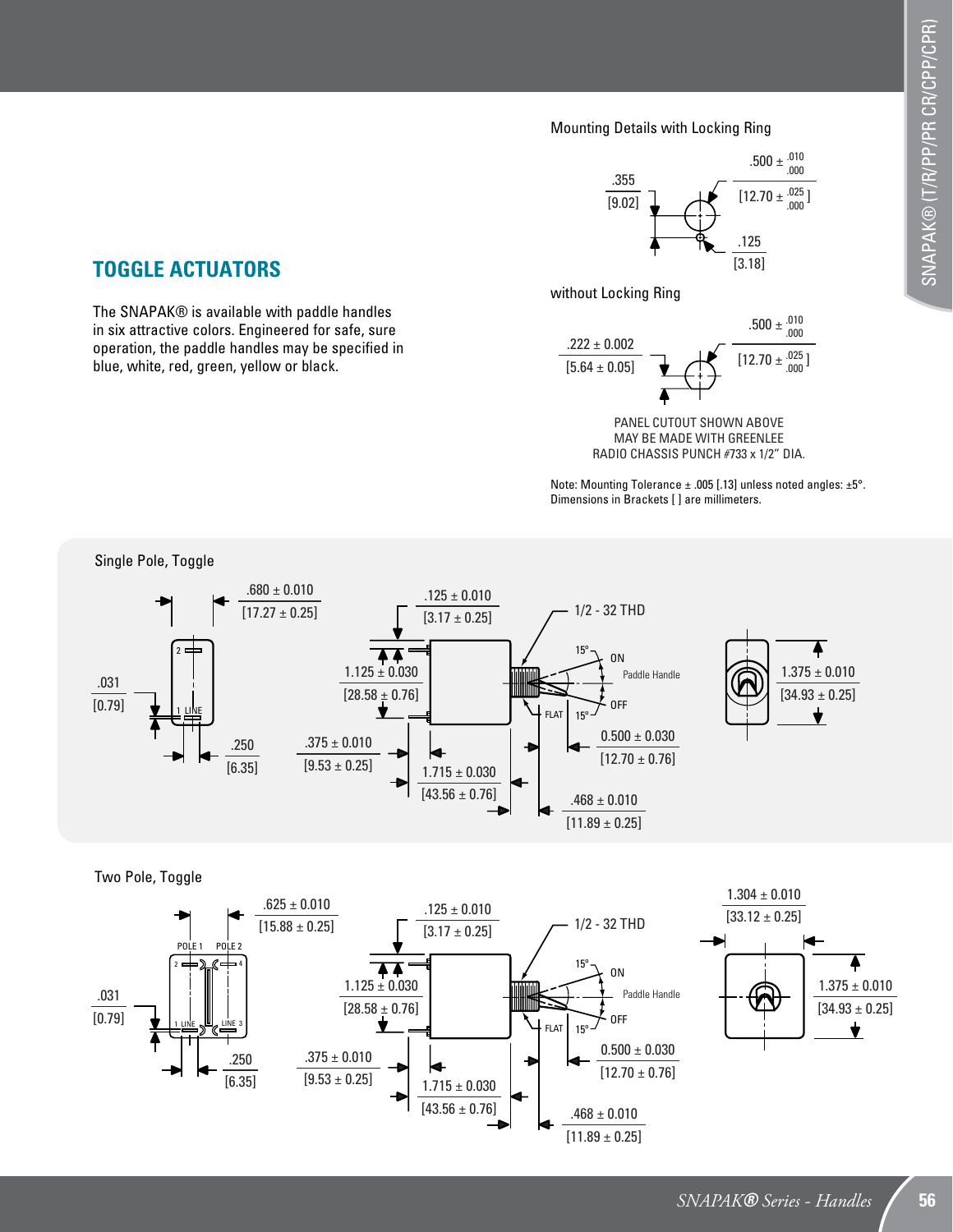## TOGGLE ACTUATORS

The SNAPAK® is available with paddle handles in six attractive colors. Engineered for safe, sure operation, the paddle handles may be specified in blue, white, red, green, yellow or black.

### Mounting Details with Locking Ring

.355 [9.02]

.500 ± .010/.000 [12.70 ± .025/.000]

.125 [3.18]

### without Locking Ring

.222 ± 0.002 [5.64 ± 0.05]

.500 ± .010/.000 [12.70 ± .025/.000]

PANEL CUTOUT SHOWN ABOVE MAY BE MADE WITH GREENLEE RADIO CHASSIS PUNCH #733 x 1/2" DIA.

Note: Mounting Tolerance ± .005 [.13] unless noted angles: ±5°. Dimensions in Brackets [ ] are millimeters.

### Single Pole, Toggle

.680 ± 0.010 [17.27 ± 0.25]

.031 [0.79]

.250 [6.35]

.125 ± 0.010 [3.17 ± 0.25]

1.125 ± 0.030 [28.58 ± 0.76]

.375 ± 0.010 [9.53 ± 0.25]

1.715 ± 0.030 [43.56 ± 0.76]

1/2 - 32 THD

15° ON

Paddle Handle

FLAT 15° OFF

0.500 ± 0.030 [12.70 ± 0.76]

.468 ± 0.010 [11.89 ± 0.25]

1.375 ± 0.010 [34.93 ± 0.25]

### Two Pole, Toggle

.625 ± 0.010 [15.88 ± 0.25]

POLE 1 POLE 2

.031 [0.79]

.250 [6.35]

.125 ± 0.010 [3.17 ± 0.25]

1.125 ± 0.030 [28.58 ± 0.76]

.375 ± 0.010 [9.53 ± 0.25]

1.715 ± 0.030 [43.56 ± 0.76]

1/2 - 32 THD

15° ON

Paddle Handle

FLAT 15° OFF

0.500 ± 0.030 [12.70 ± 0.76]

.468 ± 0.010 [11.89 ± 0.25]

1.304 ± 0.010 [33.12 ± 0.25]

1.375 ± 0.010 [34.93 ± 0.25]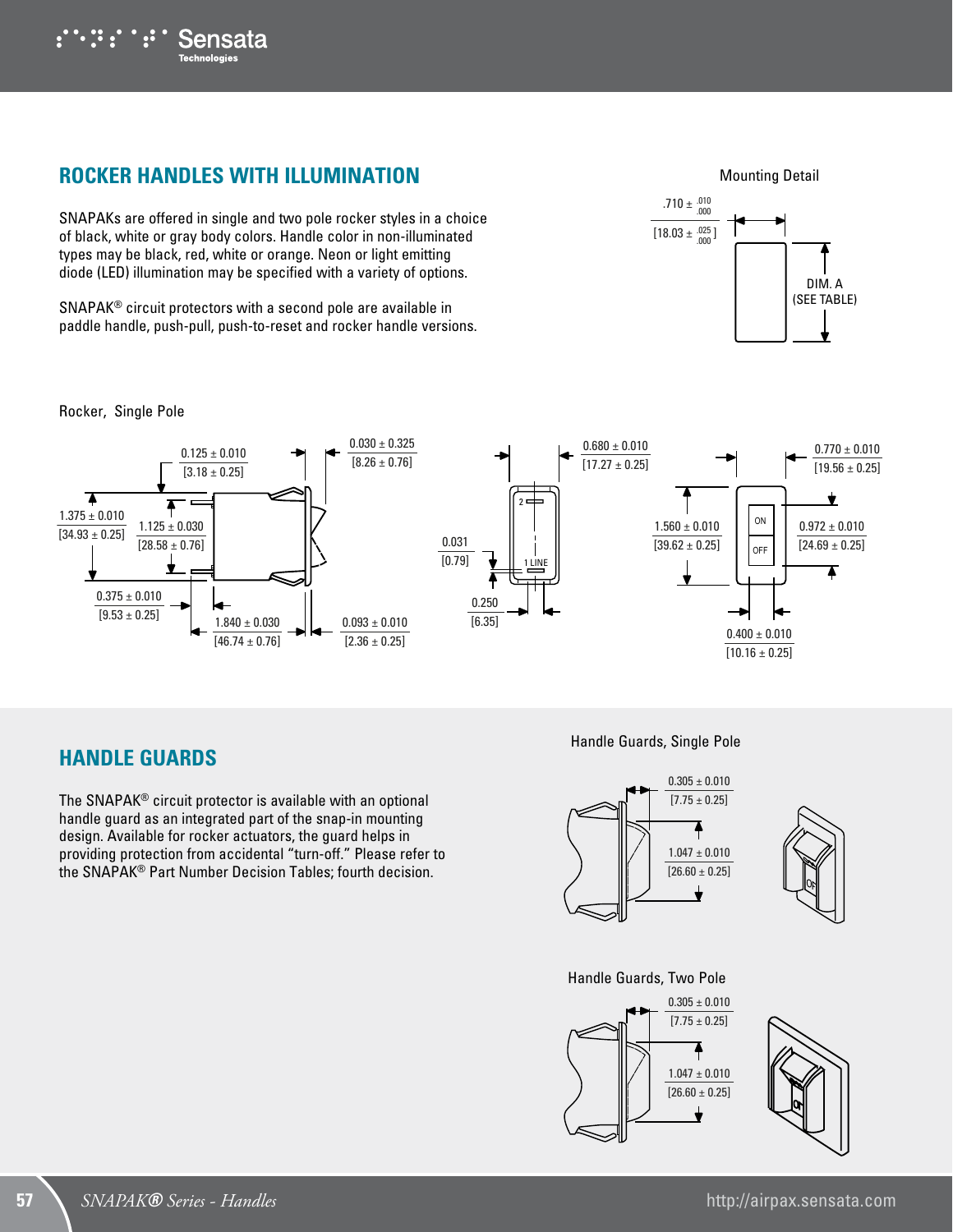## ROCKER HANDLES WITH ILLUMINATION

SNAPAKs are offered in single and two pole rocker styles in a choice of black, white or gray body colors. Handle color in non-illuminated types may be black, red, white or orange. Neon or light emitting diode (LED) illumination may be specified with a variety of options.

SNAPAK® circuit protectors with a second pole are available in paddle handle, push-pull, push-to-reset and rocker handle versions.

Mounting Detail

.710 ± .010/.000 [18.03 ± .025/.000]

DIM. A (SEE TABLE)

Rocker, Single Pole

0.125 ± 0.010 [3.18 ± 0.25]

0.030 ± 0.325 [8.26 ± 0.76]

1.375 ± 0.010 [34.93 ± 0.25]

1.125 ± 0.030 [28.58 ± 0.76]

0.375 ± 0.010 [9.53 ± 0.25]

1.840 ± 0.030 [46.74 ± 0.76]

0.093 ± 0.010 [2.36 ± 0.25]

0.680 ± 0.010 [17.27 ± 0.25]

0.031 [0.79]

0.250 [6.35]

2

1 LINE

0.770 ± 0.010 [19.56 ± 0.25]

1.560 ± 0.010 [39.62 ± 0.25]

0.972 ± 0.010 [24.69 ± 0.25]

ON

OFF

0.400 ± 0.010 [10.16 ± 0.25]

## HANDLE GUARDS

The SNAPAK® circuit protector is available with an optional handle guard as an integrated part of the snap-in mounting design. Available for rocker actuators, the guard helps in providing protection from accidental "turn-off." Please refer to the SNAPAK® Part Number Decision Tables; fourth decision.

Handle Guards, Single Pole

0.305 ± 0.010 [7.75 ± 0.25]

1.047 ± 0.010 [26.60 ± 0.25]

Handle Guards, Two Pole

0.305 ± 0.010 [7.75 ± 0.25]

1.047 ± 0.010 [26.60 ± 0.25]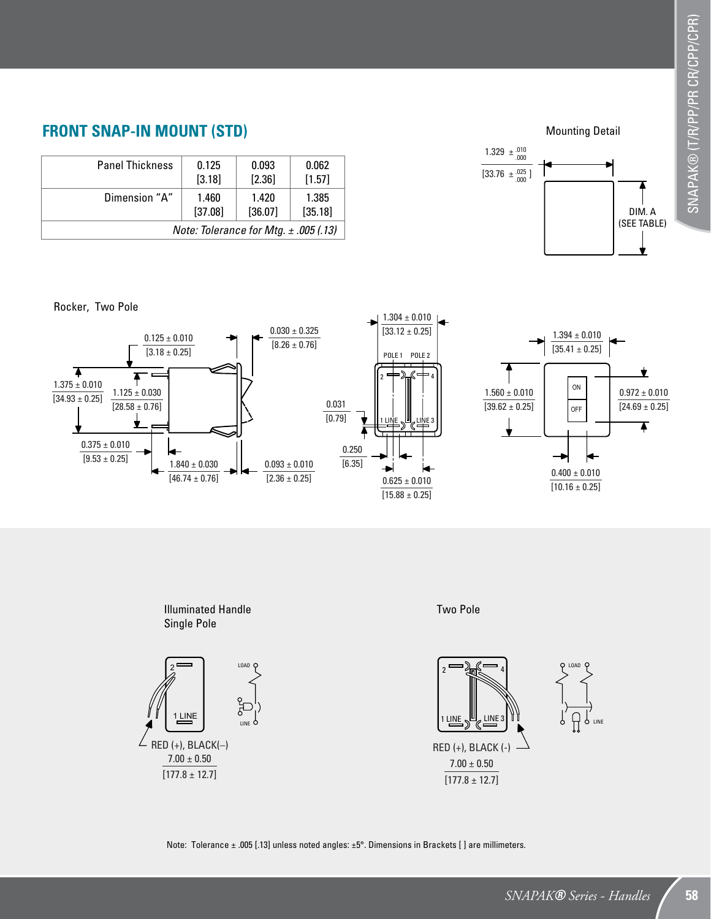## FRONT SNAP-IN MOUNT (STD)

| Panel Thickness | 0.125 [3.18] | 0.093 [2.36] | 0.062 [1.57] |
|---|---|---|---|
| Dimension "A" | 1.460 [37.08] | 1.420 [36.07] | 1.385 [35.18] |
| *Note: Tolerance for Mtg. ± .005 (.13)* | | | |

Mounting Detail

1.329 $\pm^{.010}_{.000}$

[33.76 $\pm^{.025}_{.000}$ ]

DIM. A (SEE TABLE)

Rocker, Two Pole

0.125 ± 0.010 [3.18 ± 0.25]

0.030 ± 0.325 [8.26 ± 0.76]

1.375 ± 0.010 [34.93 ± 0.25]

1.125 ± 0.030 [28.58 ± 0.76]

0.375 ± 0.010 [9.53 ± 0.25]

1.840 ± 0.030 [46.74 ± 0.76]

0.093 ± 0.010 [2.36 ± 0.25]

1.304 ± 0.010 [33.12 ± 0.25]

POLE 1 POLE 2

2 4

1 LINE LINE 3

0.031 [0.79]

0.250 [6.35]

0.625 ± 0.010 [15.88 ± 0.25]

1.394 ± 0.010 [35.41 ± 0.25]

1.560 ± 0.010 [39.62 ± 0.25]

ON

OFF

0.972 ± 0.010 [24.69 ± 0.25]

0.400 ± 0.010 [10.16 ± 0.25]

Illuminated Handle Single Pole

2

1 LINE

LOAD

LINE

RED (+), BLACK(–)

7.00 ± 0.50 [177.8 ± 12.7]

Two Pole

2 4

1 LINE LINE 3

LOAD

LINE

RED (+), BLACK (-)

7.00 ± 0.50 [177.8 ± 12.7]

Note: Tolerance ± .005 [.13] unless noted angles: ±5°. Dimensions in Brackets [ ] are millimeters.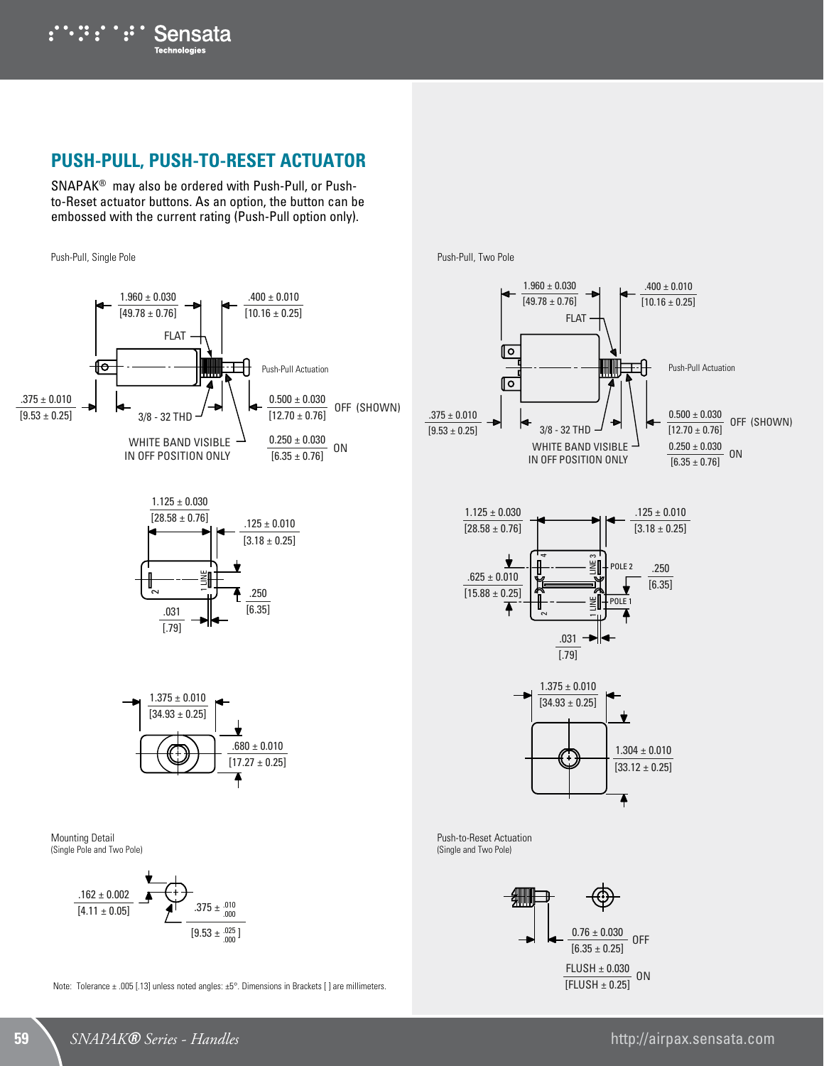## PUSH-PULL, PUSH-TO-RESET ACTUATOR

SNAPAK® may also be ordered with Push-Pull, or Push-to-Reset actuator buttons. As an option, the button can be embossed with the current rating (Push-Pull option only).

Push-Pull, Single Pole

1.960 ± 0.030 [49.78 ± 0.76]

.400 ± 0.010 [10.16 ± 0.25]

FLAT

Push-Pull Actuation

.375 ± 0.010 [9.53 ± 0.25]

3/8 - 32 THD

0.500 ± 0.030 [12.70 ± 0.76] OFF (SHOWN)

WHITE BAND VISIBLE IN OFF POSITION ONLY

0.250 ± 0.030 [6.35 ± 0.76] ON

1.125 ± 0.030 [28.58 ± 0.76]

.125 ± 0.010 [3.18 ± 0.25]

.250 [6.35]

.031 [.79]

1.375 ± 0.010 [34.93 ± 0.25]

.680 ± 0.010 [17.27 ± 0.25]

Mounting Detail
(Single Pole and Two Pole)

.162 ± 0.002 [4.11 ± 0.05]

.375 ± $^{.010}_{.000}$ [9.53 ± $^{.025}_{.000}$]

Note: Tolerance ± .005 [.13] unless noted angles: ±5°. Dimensions in Brackets [ ] are millimeters.

Push-Pull, Two Pole

1.960 ± 0.030 [49.78 ± 0.76]

.400 ± 0.010 [10.16 ± 0.25]

FLAT

Push-Pull Actuation

.375 ± 0.010 [9.53 ± 0.25]

3/8 - 32 THD

0.500 ± 0.030 [12.70 ± 0.76] OFF (SHOWN)

WHITE BAND VISIBLE IN OFF POSITION ONLY

0.250 ± 0.030 [6.35 ± 0.76] ON

1.125 ± 0.030 [28.58 ± 0.76]

.125 ± 0.010 [3.18 ± 0.25]

.625 ± 0.010 [15.88 ± 0.25]

POLE 2

POLE 1

.250 [6.35]

.031 [.79]

1.375 ± 0.010 [34.93 ± 0.25]

1.304 ± 0.010 [33.12 ± 0.25]

Push-to-Reset Actuation
(Single and Two Pole)

0.76 ± 0.030 [6.35 ± 0.25] OFF

FLUSH ± 0.030 [FLUSH ± 0.25] ON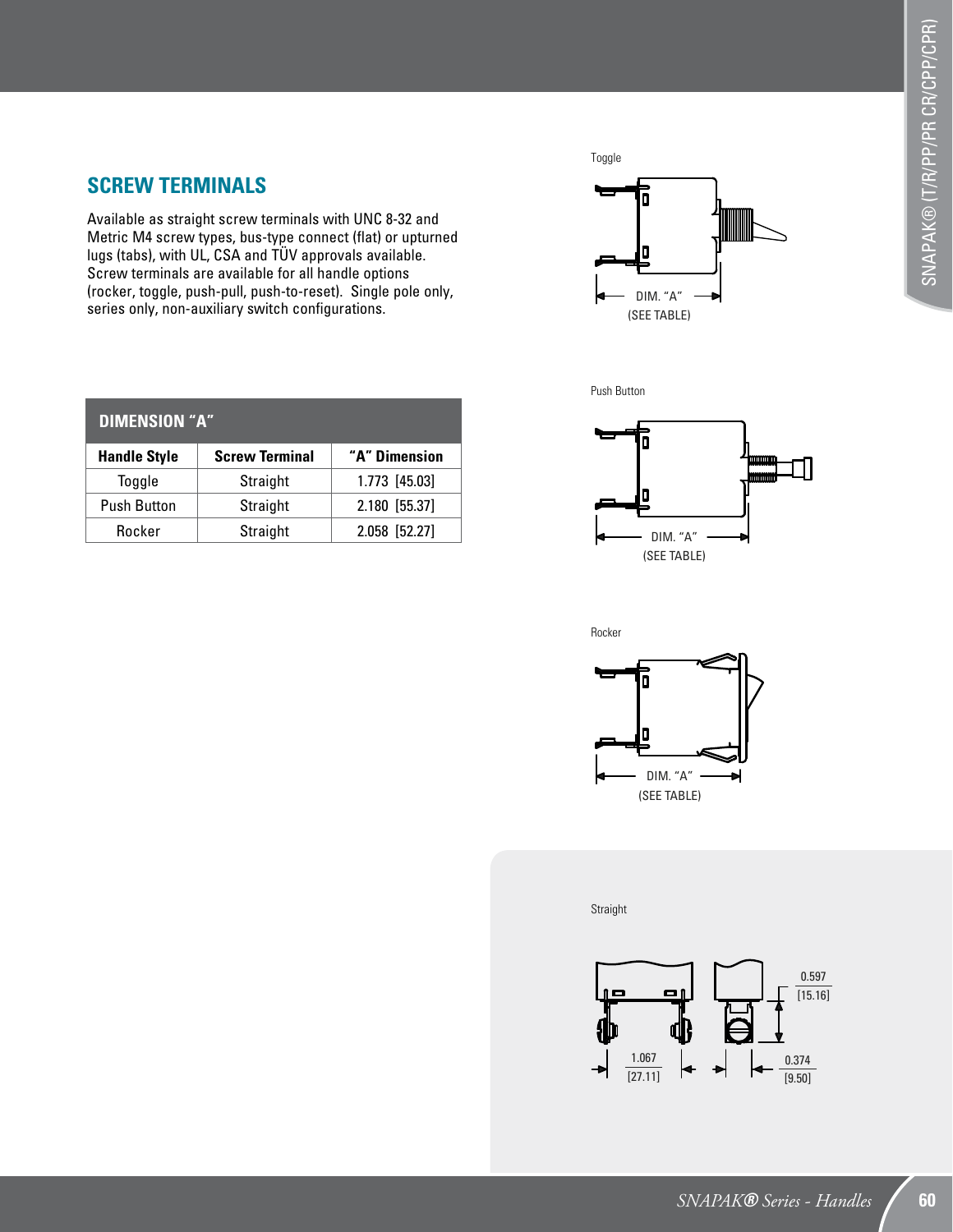## SCREW TERMINALS

Available as straight screw terminals with UNC 8-32 and Metric M4 screw types, bus-type connect (flat) or upturned lugs (tabs), with UL, CSA and TÜV approvals available. Screw terminals are available for all handle options (rocker, toggle, push-pull, push-to-reset). Single pole only, series only, non-auxiliary switch configurations.

| DIMENSION "A" | | |
|---|---|---|
| **Handle Style** | **Screw Terminal** | **"A" Dimension** |
| Toggle | Straight | 1.773 [45.03] |
| Push Button | Straight | 2.180 [55.37] |
| Rocker | Straight | 2.058 [52.27] |

Toggle

DIM. "A" (SEE TABLE)

Push Button

DIM. "A" (SEE TABLE)

Rocker

DIM. "A" (SEE TABLE)

Straight

0.597 [15.16]

1.067 [27.11]

0.374 [9.50]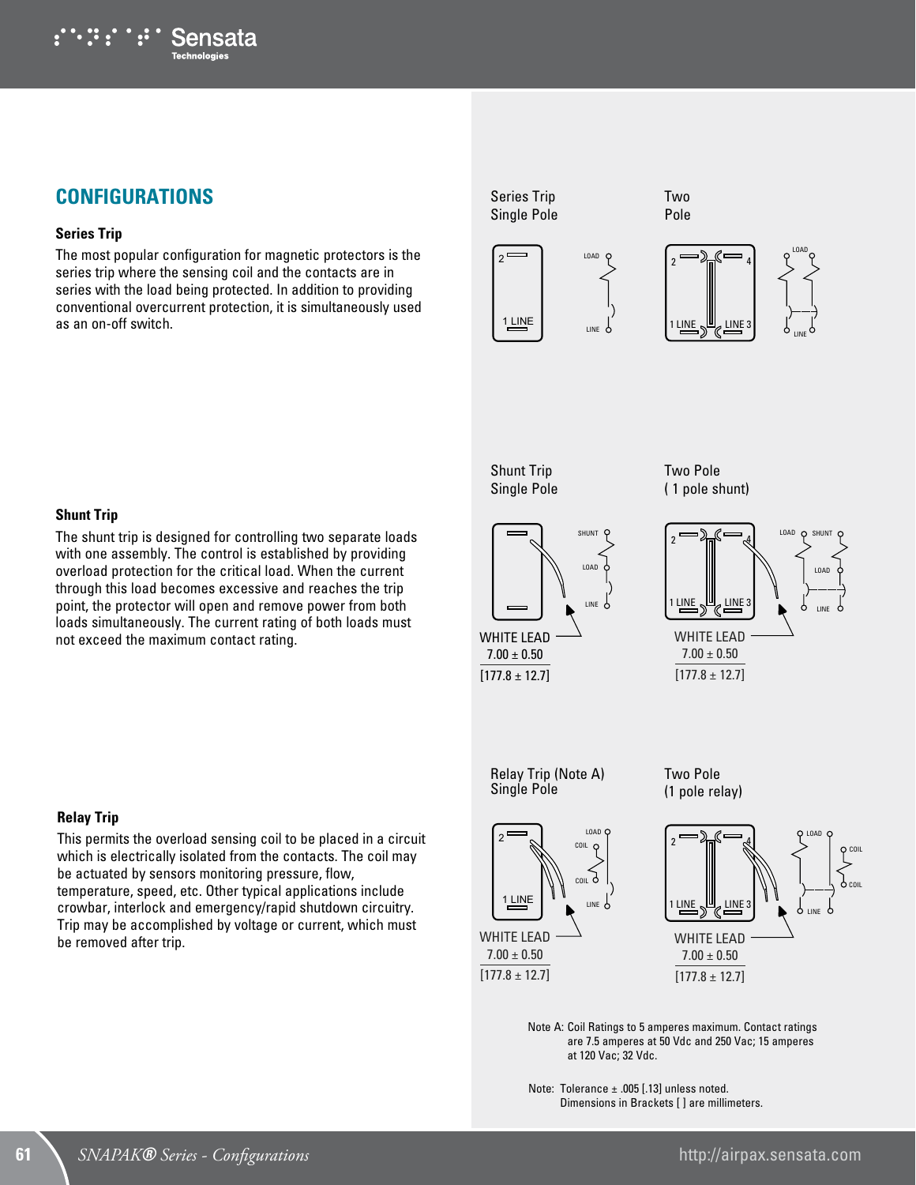## CONFIGURATIONS

### Series Trip

The most popular configuration for magnetic protectors is the series trip where the sensing coil and the contacts are in series with the load being protected. In addition to providing conventional overcurrent protection, it is simultaneously used as an on-off switch.

Series Trip
Single Pole

Two
Pole

### Shunt Trip

The shunt trip is designed for controlling two separate loads with one assembly. The control is established by providing overload protection for the critical load. When the current through this load becomes excessive and reaches the trip point, the protector will open and remove power from both loads simultaneously. The current rating of both loads must not exceed the maximum contact rating.

Shunt Trip
Single Pole

WHITE LEAD
7.00 ± 0.50
[177.8 ± 12.7]

Two Pole
( 1 pole shunt)

WHITE LEAD
7.00 ± 0.50
[177.8 ± 12.7]

### Relay Trip

This permits the overload sensing coil to be placed in a circuit which is electrically isolated from the contacts. The coil may be actuated by sensors monitoring pressure, flow, temperature, speed, etc. Other typical applications include crowbar, interlock and emergency/rapid shutdown circuitry. Trip may be accomplished by voltage or current, which must be removed after trip.

Relay Trip (Note A)
Single Pole

WHITE LEAD
7.00 ± 0.50
[177.8 ± 12.7]

Two Pole
(1 pole relay)

WHITE LEAD
7.00 ± 0.50
[177.8 ± 12.7]

Note A: Coil Ratings to 5 amperes maximum. Contact ratings are 7.5 amperes at 50 Vdc and 250 Vac; 15 amperes at 120 Vac; 32 Vdc.

Note: Tolerance ± .005 [.13] unless noted.
Dimensions in Brackets [ ] are millimeters.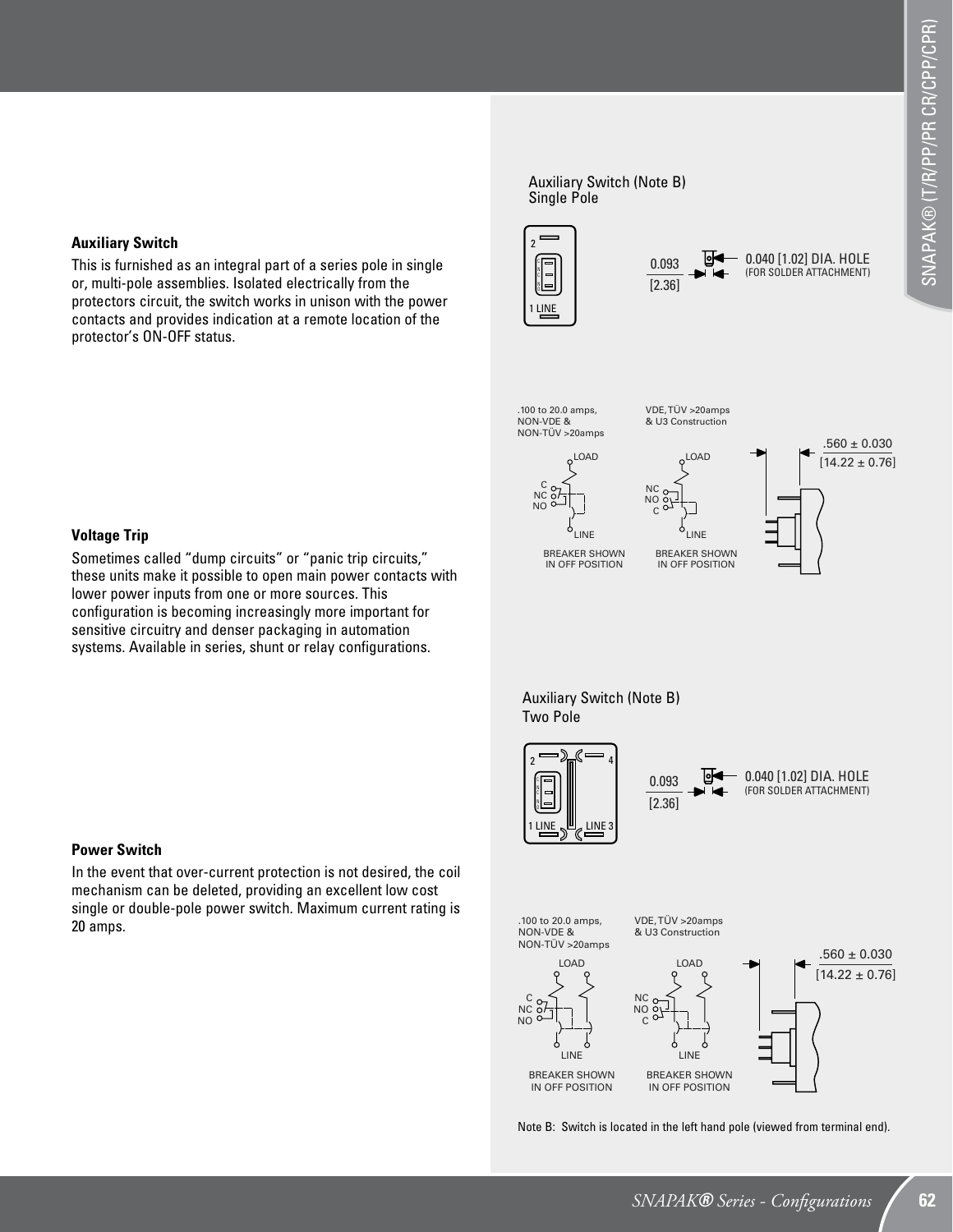### Auxiliary Switch

This is furnished as an integral part of a series pole in single or, multi-pole assemblies. Isolated electrically from the protectors circuit, the switch works in unison with the power contacts and provides indication at a remote location of the protector's ON-OFF status.

### Voltage Trip

Sometimes called "dump circuits" or "panic trip circuits," these units make it possible to open main power contacts with lower power inputs from one or more sources. This configuration is becoming increasingly more important for sensitive circuitry and denser packaging in automation systems. Available in series, shunt or relay configurations.

### Power Switch

In the event that over-current protection is not desired, the coil mechanism can be deleted, providing an excellent low cost single or double-pole power switch. Maximum current rating is 20 amps.

Auxiliary Switch (Note B)
Single Pole

2

1 LINE

0.093
[2.36]

0.040 [1.02] DIA. HOLE
(FOR SOLDER ATTACHMENT)

.100 to 20.0 amps,
NON-VDE &
NON-TÜV >20amps

LOAD
C
NC
NO
LINE

BREAKER SHOWN IN OFF POSITION

VDE, TÜV >20amps
& U3 Construction

LOAD
NC
NO
C
LINE

BREAKER SHOWN IN OFF POSITION

.560 ± 0.030
[14.22 ± 0.76]

Auxiliary Switch (Note B)
Two Pole

2 4

1 LINE LINE 3

0.093
[2.36]

0.040 [1.02] DIA. HOLE
(FOR SOLDER ATTACHMENT)

.100 to 20.0 amps,
NON-VDE &
NON-TÜV >20amps

LOAD
C
NC
NO
LINE

BREAKER SHOWN IN OFF POSITION

VDE, TÜV >20amps
& U3 Construction

LOAD
NC
NO
C
LINE

BREAKER SHOWN IN OFF POSITION

.560 ± 0.030
[14.22 ± 0.76]

Note B: Switch is located in the left hand pole (viewed from terminal end).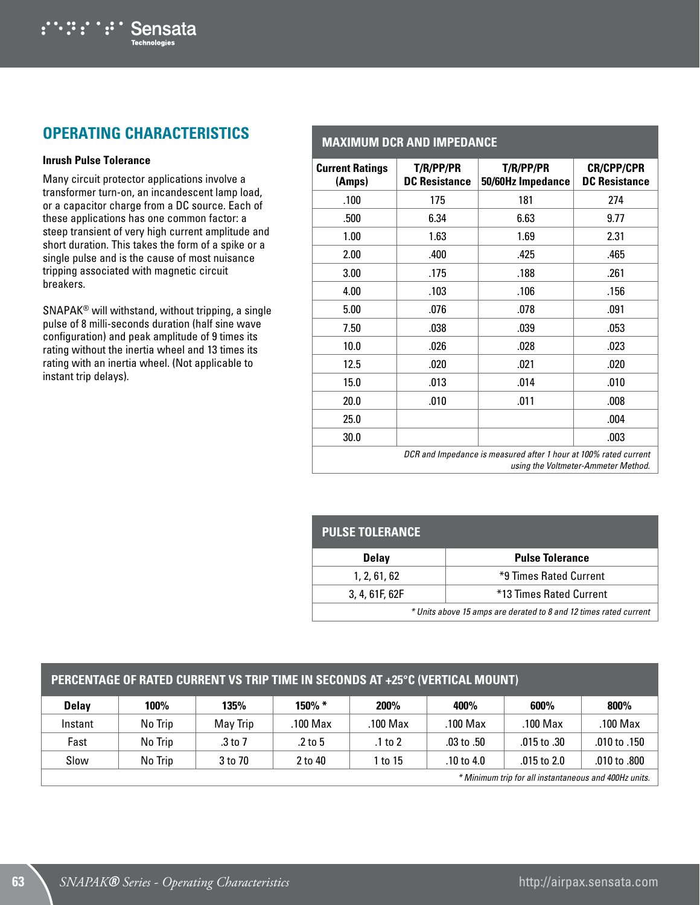## OPERATING CHARACTERISTICS

### Inrush Pulse Tolerance

Many circuit protector applications involve a transformer turn-on, an incandescent lamp load, or a capacitor charge from a DC source. Each of these applications has one common factor: a steep transient of very high current amplitude and short duration. This takes the form of a spike or a single pulse and is the cause of most nuisance tripping associated with magnetic circuit breakers.

SNAPAK® will withstand, without tripping, a single pulse of 8 milli-seconds duration (half sine wave configuration) and peak amplitude of 9 times its rating without the inertia wheel and 13 times its rating with an inertia wheel. (Not applicable to instant trip delays).

### MAXIMUM DCR AND IMPEDANCE

| Current Ratings (Amps) | T/R/PP/PR DC Resistance | T/R/PP/PR 50/60Hz Impedance | CR/CPP/CPR DC Resistance |
|---|---|---|---|
| .100 | 175 | 181 | 274 |
| .500 | 6.34 | 6.63 | 9.77 |
| 1.00 | 1.63 | 1.69 | 2.31 |
| 2.00 | .400 | .425 | .465 |
| 3.00 | .175 | .188 | .261 |
| 4.00 | .103 | .106 | .156 |
| 5.00 | .076 | .078 | .091 |
| 7.50 | .038 | .039 | .053 |
| 10.0 | .026 | .028 | .023 |
| 12.5 | .020 | .021 | .020 |
| 15.0 | .013 | .014 | .010 |
| 20.0 | .010 | .011 | .008 |
| 25.0 | | | .004 |
| 30.0 | | | .003 |

*DCR and Impedance is measured after 1 hour at 100% rated current using the Voltmeter-Ammeter Method.*

### PULSE TOLERANCE

| Delay | Pulse Tolerance |
|---|---|
| 1, 2, 61, 62 | *9 Times Rated Current |
| 3, 4, 61F, 62F | *13 Times Rated Current |

*\* Units above 15 amps are derated to 8 and 12 times rated current*

### PERCENTAGE OF RATED CURRENT VS TRIP TIME IN SECONDS AT +25°C (VERTICAL MOUNT)

| Delay | 100% | 135% | 150% * | 200% | 400% | 600% | 800% |
|---|---|---|---|---|---|---|---|
| Instant | No Trip | May Trip | .100 Max | .100 Max | .100 Max | .100 Max | .100 Max |
| Fast | No Trip | .3 to 7 | .2 to 5 | .1 to 2 | .03 to .50 | .015 to .30 | .010 to .150 |
| Slow | No Trip | 3 to 70 | 2 to 40 | 1 to 15 | .10 to 4.0 | .015 to 2.0 | .010 to .800 |

*\* Minimum trip for all instantaneous and 400Hz units.*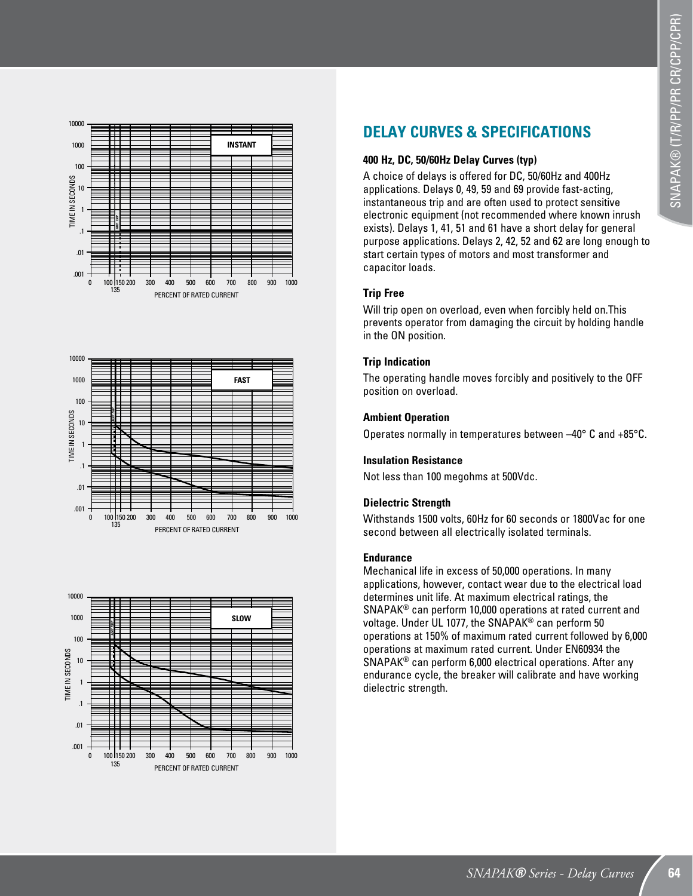## DELAY CURVES & SPECIFICATIONS

### 400 Hz, DC, 50/60Hz Delay Curves (typ)

A choice of delays is offered for DC, 50/60Hz and 400Hz applications. Delays 0, 49, 59 and 69 provide fast-acting, instantaneous trip and are often used to protect sensitive electronic equipment (not recommended where known inrush exists). Delays 1, 41, 51 and 61 have a short delay for general purpose applications. Delays 2, 42, 52 and 62 are long enough to start certain types of motors and most transformer and capacitor loads.

### Trip Free

Will trip open on overload, even when forcibly held on.This prevents operator from damaging the circuit by holding handle in the ON position.

### Trip Indication

The operating handle moves forcibly and positively to the OFF position on overload.

### Ambient Operation

Operates normally in temperatures between –40° C and +85°C.

### Insulation Resistance

Not less than 100 megohms at 500Vdc.

### Dielectric Strength

Withstands 1500 volts, 60Hz for 60 seconds or 1800Vac for one second between all electrically isolated terminals.

### Endurance

Mechanical life in excess of 50,000 operations. In many applications, however, contact wear due to the electrical load determines unit life. At maximum electrical ratings, the SNAPAK® can perform 10,000 operations at rated current and voltage. Under UL 1077, the SNAPAK® can perform 50 operations at 150% of maximum rated current followed by 6,000 operations at maximum rated current. Under EN60934 the SNAPAK® can perform 6,000 electrical operations. After any endurance cycle, the breaker will calibrate and have working dielectric strength.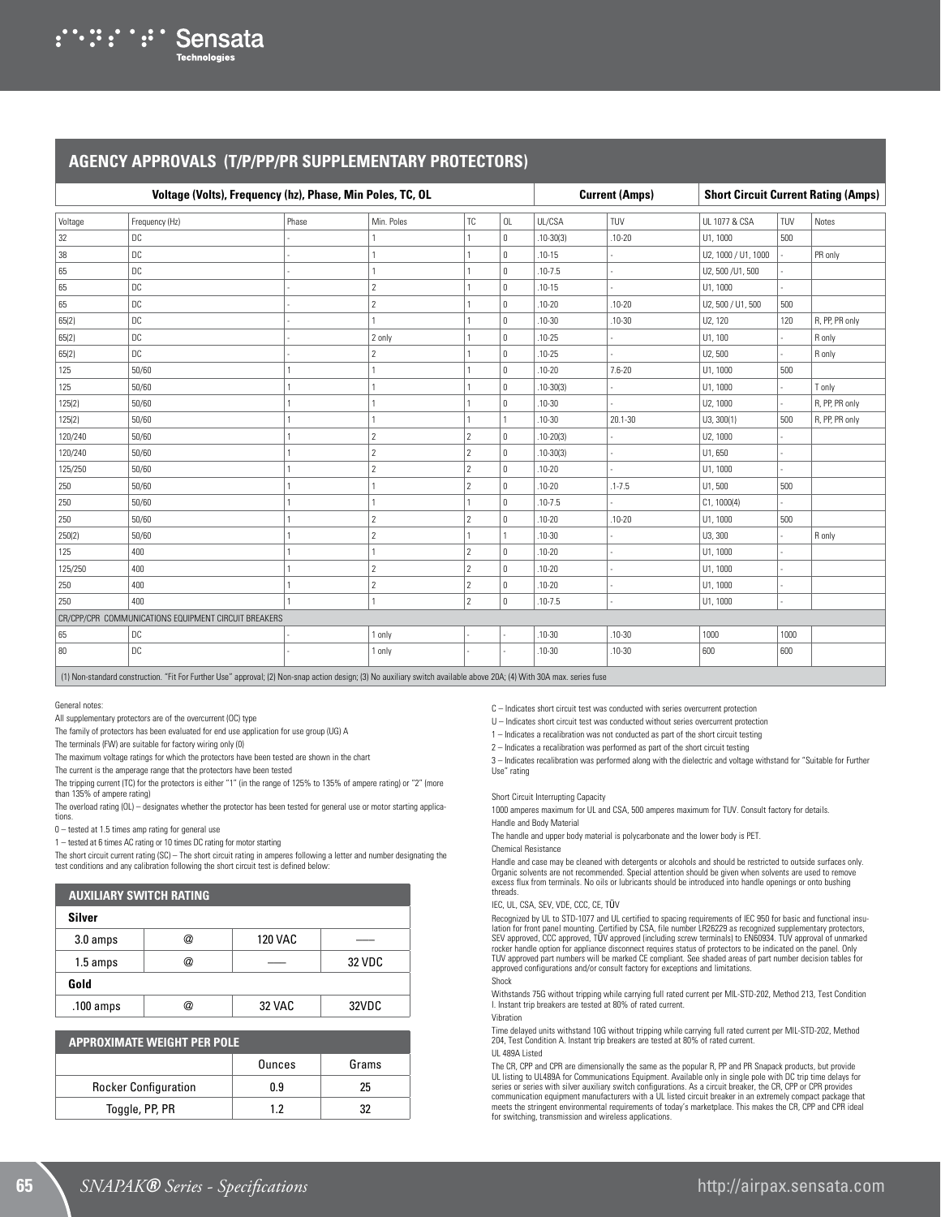## AGENCY APPROVALS (T/P/PP/PR SUPPLEMENTARY PROTECTORS)

| Voltage (Volts), Frequency (hz), Phase, Min Poles, TC, OL | | | | | | Current (Amps) | | Short Circuit Current Rating (Amps) | | |
|---|---|---|---|---|---|---|---|---|---|---|
| Voltage | Frequency (Hz) | Phase | Min. Poles | TC | OL | UL/CSA | TUV | UL 1077 & CSA | TUV | Notes |
| 32 | DC | - | 1 | 1 | 0 | .10-30(3) | .10-20 | U1, 1000 | 500 | |
| 38 | DC | - | 1 | 1 | 0 | .10-15 | - | U2, 1000 / U1, 1000 | - | PR only |
| 65 | DC | - | 1 | 1 | 0 | .10-7.5 | - | U2, 500 /U1, 500 | - | |
| 65 | DC | - | 2 | 1 | 0 | .10-15 | - | U1, 1000 | - | |
| 65 | DC | - | 2 | 1 | 0 | .10-20 | .10-20 | U2, 500 / U1, 500 | 500 | |
| 65(2) | DC | - | 1 | 1 | 0 | .10-30 | .10-30 | U2, 120 | 120 | R, PP, PR only |
| 65(2) | DC | - | 2 only | 1 | 0 | .10-25 | - | U1, 100 | - | R only |
| 65(2) | DC | - | 2 | 1 | 0 | .10-25 | - | U2, 500 | - | R only |
| 125 | 50/60 | 1 | 1 | 1 | 0 | .10-20 | 7.6-20 | U1, 1000 | 500 | |
| 125 | 50/60 | 1 | 1 | 1 | 0 | .10-30(3) | - | U1, 1000 | - | T only |
| 125(2) | 50/60 | 1 | 1 | 1 | 0 | .10-30 | - | U2, 1000 | - | R, PP, PR only |
| 125(2) | 50/60 | 1 | 1 | 1 | 1 | .10-30 | 20.1-30 | U3, 300(1) | 500 | R, PP, PR only |
| 120/240 | 50/60 | 1 | 2 | 2 | 0 | .10-20(3) | - | U2, 1000 | - | |
| 120/240 | 50/60 | 1 | 2 | 2 | 0 | .10-30(3) | - | U1, 650 | - | |
| 125/250 | 50/60 | 1 | 2 | 2 | 0 | .10-20 | - | U1, 1000 | - | |
| 250 | 50/60 | 1 | 1 | 2 | 0 | .10-20 | .1-7.5 | U1, 500 | 500 | |
| 250 | 50/60 | 1 | 1 | 1 | 0 | .10-7.5 | - | C1, 1000(4) | - | |
| 250 | 50/60 | 1 | 2 | 2 | 0 | .10-20 | .10-20 | U1, 1000 | 500 | |
| 250(2) | 50/60 | 1 | 2 | 1 | 1 | .10-30 | - | U3, 300 | - | R only |
| 125 | 400 | 1 | 1 | 2 | 0 | .10-20 | - | U1, 1000 | - | |
| 125/250 | 400 | 1 | 2 | 2 | 0 | .10-20 | - | U1, 1000 | - | |
| 250 | 400 | 1 | 2 | 2 | 0 | .10-20 | - | U1, 1000 | - | |
| 250 | 400 | 1 | 1 | 2 | 0 | .10-7.5 | - | U1, 1000 | - | |
| CR/CPP/CPR COMMUNICATIONS EQUIPMENT CIRCUIT BREAKERS | | | | | | | | | | |
| 65 | DC | - | 1 only | - | - | .10-30 | .10-30 | 1000 | 1000 | |
| 80 | DC | - | 1 only | - | - | .10-30 | .10-30 | 600 | 600 | |

(1) Non-standard construction. "Fit For Further Use" approval; (2) Non-snap action design; (3) No auxiliary switch available above 20A; (4) With 30A max. series fuse

General notes:

All supplementary protectors are of the overcurrent (OC) type

The family of protectors has been evaluated for end use application for use group (UG) A

The terminals (FW) are suitable for factory wiring only (0)

The maximum voltage ratings for which the protectors have been tested are shown in the chart

The current is the amperage range that the protectors have been tested

The tripping current (TC) for the protectors is either "1" (in the range of 125% to 135% of ampere rating) or "2" (more than 135% of ampere rating)

The overload rating (OL) – designates whether the protector has been tested for general use or motor starting applications.

0 – tested at 1.5 times amp rating for general use

1 – tested at 6 times AC rating or 10 times DC rating for motor starting

The short circuit current rating (SC) – The short circuit rating in amperes following a letter and number designating the test conditions and any calibration following the short circuit test is defined below:

### AUXILIARY SWITCH RATING

| Silver | | | |
|---|---|---|---|
| 3.0 amps | @ | 120 VAC | —— |
| 1.5 amps | @ | —— | 32 VDC |
| **Gold** | | | |
| .100 amps | @ | 32 VAC | 32VDC |

### APPROXIMATE WEIGHT PER POLE

| | Ounces | Grams |
|---|---|---|
| Rocker Configuration | 0.9 | 25 |
| Toggle, PP, PR | 1.2 | 32 |

C – Indicates short circuit test was conducted with series overcurrent protection

U – Indicates short circuit test was conducted without series overcurrent protection

1 – Indicates a recalibration was not conducted as part of the short circuit testing

2 – Indicates a recalibration was performed as part of the short circuit testing

3 – Indicates recalibration was performed along with the dielectric and voltage withstand for "Suitable for Further Use" rating

Short Circuit Interrupting Capacity

1000 amperes maximum for UL and CSA, 500 amperes maximum for TUV. Consult factory for details.

Handle and Body Material

The handle and upper body material is polycarbonate and the lower body is PET.

Chemical Resistance

Handle and case may be cleaned with detergents or alcohols and should be restricted to outside surfaces only. Organic solvents are not recommended. Special attention should be given when solvents are used to remove excess flux from terminals. No oils or lubricants should be introduced into handle openings or onto bushing threads.

IEC, UL, CSA, SEV, VDE, CCC, CE, TÜV

Recognized by UL to STD-1077 and UL certified to spacing requirements of IEC 950 for basic and functional insulation for front panel mounting. Certified by CSA, file number LR26229 as recognized supplementary protectors, SEV approved, CCC approved, TÜV approved (including screw terminals) to EN60934. TÜV approval of unmarked rocker handle option for appliance disconnect requires status of protectors to be indicated on the panel. Only TUV approved part numbers will be marked CE compliant. See shaded areas of part number decision tables for approved configurations and/or consult factory for exceptions and limitations.

Shock

Withstands 75G without tripping while carrying full rated current per MIL-STD-202, Method 213, Test Condition I. Instant trip breakers are tested at 80% of rated current.

Vibration

Time delayed units withstand 10G without tripping while carrying full rated current per MIL-STD-202, Method 204, Test Condition A. Instant trip breakers are tested at 80% of rated current.

UL 489A Listed

The CR, CPP and CPR are dimensionally the same as the popular R, PP and PR Snapack products, but provide UL listing to UL489A for Communications Equipment. Available only in single pole with DC trip time delays for series or series with silver auxiliary switch configurations. As a circuit breaker, the CR, CPP or CPR provides communication equipment manufacturers with a UL listed circuit breaker in an extremely compact package that meets the stringent environmental requirements of today's marketplace. This makes the CR, CPP and CPR ideal for switching, transmission and wireless applications.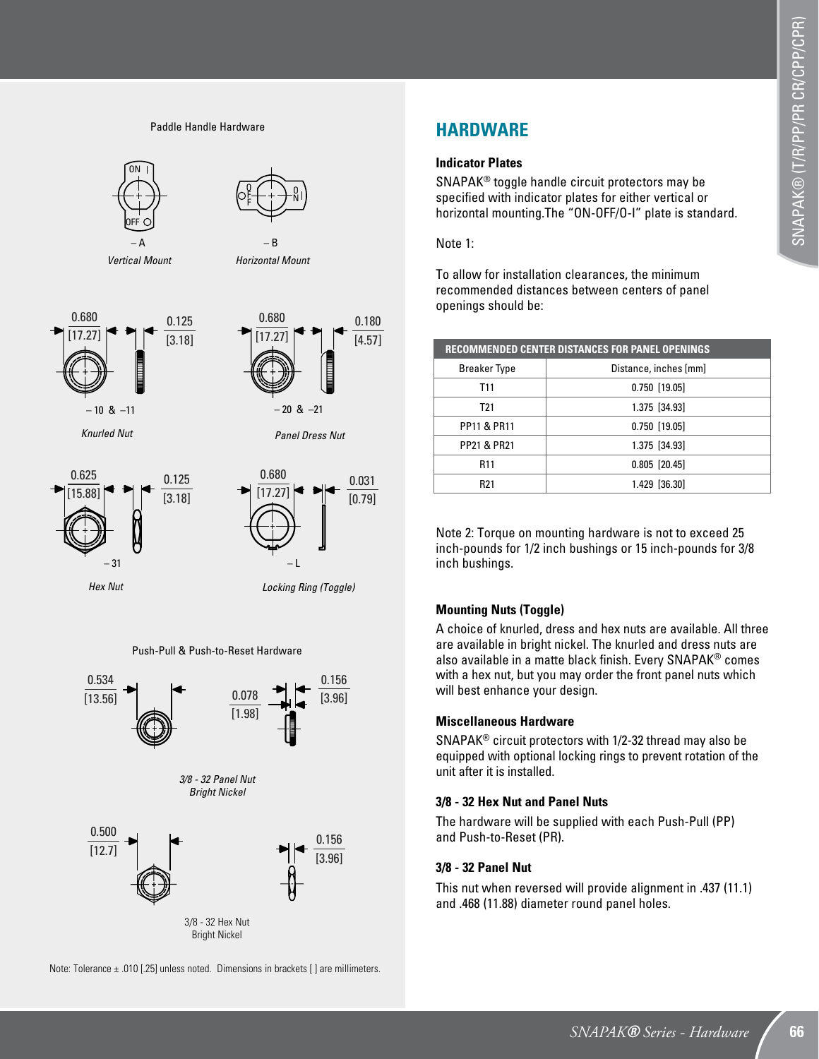Paddle Handle Hardware

– A *Vertical Mount*

– B *Horizontal Mount*

0.680 [17.27] 0.125 [3.18]

– 10 & –11 *Knurled Nut*

0.680 [17.27] 0.180 [4.57]

– 20 & –21 *Panel Dress Nut*

0.625 [15.88] 0.125 [3.18]

– 31 *Hex Nut*

0.680 [17.27] 0.031 [0.79]

– L *Locking Ring (Toggle)*

Push-Pull & Push-to-Reset Hardware

0.534 [13.56] 0.078 [1.98] 0.156 [3.96]

*3/8 - 32 Panel Nut Bright Nickel*

0.500 [12.7] 0.156 [3.96]

3/8 - 32 Hex Nut Bright Nickel

Note: Tolerance ± .010 [.25] unless noted. Dimensions in brackets [ ] are millimeters.

## HARDWARE

### Indicator Plates

SNAPAK® toggle handle circuit protectors may be specified with indicator plates for either vertical or horizontal mounting.The "ON-OFF/O-I" plate is standard.

Note 1:

To allow for installation clearances, the minimum recommended distances between centers of panel openings should be:

| RECOMMENDED CENTER DISTANCES FOR PANEL OPENINGS | |
|---|---|
| Breaker Type | Distance, inches [mm] |
| T11 | 0.750 [19.05] |
| T21 | 1.375 [34.93] |
| PP11 & PR11 | 0.750 [19.05] |
| PP21 & PR21 | 1.375 [34.93] |
| R11 | 0.805 [20.45] |
| R21 | 1.429 [36.30] |

Note 2: Torque on mounting hardware is not to exceed 25 inch-pounds for 1/2 inch bushings or 15 inch-pounds for 3/8 inch bushings.

### Mounting Nuts (Toggle)

A choice of knurled, dress and hex nuts are available. All three are available in bright nickel. The knurled and dress nuts are also available in a matte black finish. Every SNAPAK® comes with a hex nut, but you may order the front panel nuts which will best enhance your design.

### Miscellaneous Hardware

SNAPAK® circuit protectors with 1/2-32 thread may also be equipped with optional locking rings to prevent rotation of the unit after it is installed.

### 3/8 - 32 Hex Nut and Panel Nuts

The hardware will be supplied with each Push-Pull (PP) and Push-to-Reset (PR).

### 3/8 - 32 Panel Nut

This nut when reversed will provide alignment in .437 (11.1) and .468 (11.88) diameter round panel holes.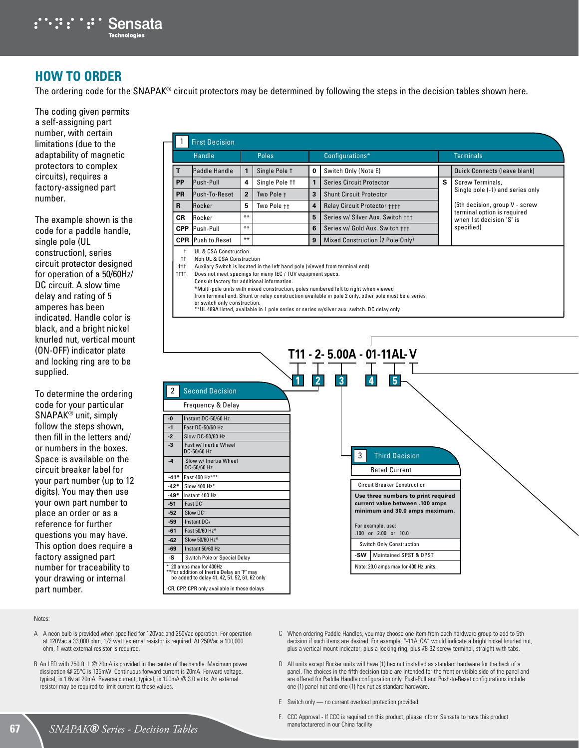## HOW TO ORDER

The ordering code for the SNAPAK® circuit protectors may be determined by following the steps in the decision tables shown here.

The coding given permits a self-assigning part number, with certain limitations (due to the adaptability of magnetic protectors to complex circuits), requires a factory-assigned part number.

The example shown is the code for a paddle handle, single pole (UL construction), series circuit protector designed for operation of a 50/60Hz/ DC circuit. A slow time delay and rating of 5 amperes has been indicated. Handle color is black, and a bright nickel knurled nut, vertical mount (ON-OFF) indicator plate and locking ring are to be supplied.

To determine the ordering code for your particular SNAPAK® unit, simply follow the steps shown, then fill in the letters and/ or numbers in the boxes. Space is available on the circuit breaker label for your part number (up to 12 digits). You may then use your own part number to place an order or as a reference for further questions you may have. This option does require a factory assigned part number for traceability to your drawing or internal part number.

### 1 First Decision

| Handle | | Poles | | Configurations* | | Terminals | |
|---|---|---|---|---|---|---|---|
| **T** | Paddle Handle | **1** | Single Pole † | **0** | Switch Only (Note E) | | Quick Connects (leave blank) |
| **PP** | Push-Pull | **4** | Single Pole †† | **1** | Series Circuit Protector | **S** | Screw Terminals, Single pole (-1) and series only |
| **PR** | Push-To-Reset | **2** | Two Pole † | **3** | Shunt Circuit Protector | | |
| **R** | Rocker | **5** | Two Pole †† | **4** | Relay Circuit Protector †††† | | (5th decision, group V - screw terminal option is required when 1st decision "S" is specified) |
| **CR** | Rocker | ** | | **5** | Series w/ Silver Aux. Switch ††† | | |
| **CPP** | Push-Pull | ** | | **6** | Series w/ Gold Aux. Switch ††† | | |
| **CPR** | Push to Reset | ** | | **9** | Mixed Construction (2 Pole Only) | | |

† UL & CSA Construction
†† Non UL & CSA Construction
††† Auxilary Switch is located in the left hand pole (viewed from terminal end)
†††† Does not meet spacings for many IEC / TUV equipment specs. Consult factory for additional information.
*Multi-pole units with mixed construction, poles numbered left to right when viewed from terminal end. Shunt or relay construction available in pole 2 only, other pole must be a series or switch only construction.
**UL 489A listed, available in 1 pole series or series w/silver aux. switch. DC delay only

**T11 - 2- 5.00A - 01-11AL- V**

1 2 3 4 5

### 2 Second Decision

| Frequency & Delay | |
|---|---|
| **-0** | Instant DC-50/60 Hz |
| **-1** | Fast DC-50/60 Hz |
| **-2** | Slow DC-50/60 Hz |
| **-3** | Fast w/ Inertia Wheel DC-50/60 Hz |
| **-4** | Slow w/ Inertia Wheel DC-50/60 Hz |
| **-41*** | Fast 400 Hz*** |
| **-42*** | Slow 400 Hz* |
| **-49*** | Instant 400 Hz |
| **-51** | Fast DC+ |
| **-52** | Slow DC+ |
| **-59** | Instant DC+ |
| **-61** | Fast 50/60 Hz* |
| **-62** | Slow 50/60 Hz* |
| **-69** | Instant 50/60 Hz |
| **-S** | Switch Pole or Special Delay |

\* 20 amps max for 400Hz
**For addition of Inertia Delay an "F" may be added to delay 41, 42, 51, 52, 61, 62 only

+CR, CPP, CPR only available in these delays

### 3 Third Decision

Rated Current

| Circuit Breaker Construction | |
|---|---|
| **Use three numbers to print required current value between .100 amps minimum and 30.0 amps maximum.** For example, use: .100 or 2.00 or 10.0 | |
| Switch Only Construction | |
| **-SW** | Maintained SPST & DPST |

Note: 20.0 amps max for 400 Hz units.

Notes:

A A neon bulb is provided when specified for 120Vac and 250Vac operation. For operation at 120Vac a 33,000 ohm, 1/2 watt external resistor is required. At 250Vac a 100,000 ohm, 1 watt external resistor is required.

B An LED with 750 ft. L @ 20mA is provided in the center of the handle. Maximum power dissipation @ 25°C is 135mW. Continuous forward current is 20mA. Forward voltage, typical, is 1.6v at 20mA. Reverse current, typical, is 100mA @ 3.0 volts. An external resistor may be required to limit current to these values.

C When ordering Paddle Handles, you may choose one item from each hardware group to add to 5th decision if such items are desired. For example, "-11ALCA" would indicate a bright nickel knurled nut, plus a vertical mount indicator, plus a locking ring, plus #8-32 screw terminal, straight with tabs.

D All units except Rocker units will have (1) hex nut installed as standard hardware for the back of a panel. The choices in the fifth decision table are intended for the front or visible side of the panel and are offered for Paddle Handle configuration only. Push-Pull and Push-to-Reset configurations include one (1) panel nut and one (1) hex nut as standard hardware.

E Switch only — no current overload protection provided.

F. CCC Approval - If CCC is required on this product, please inform Sensata to have this product manufacturered in our China facility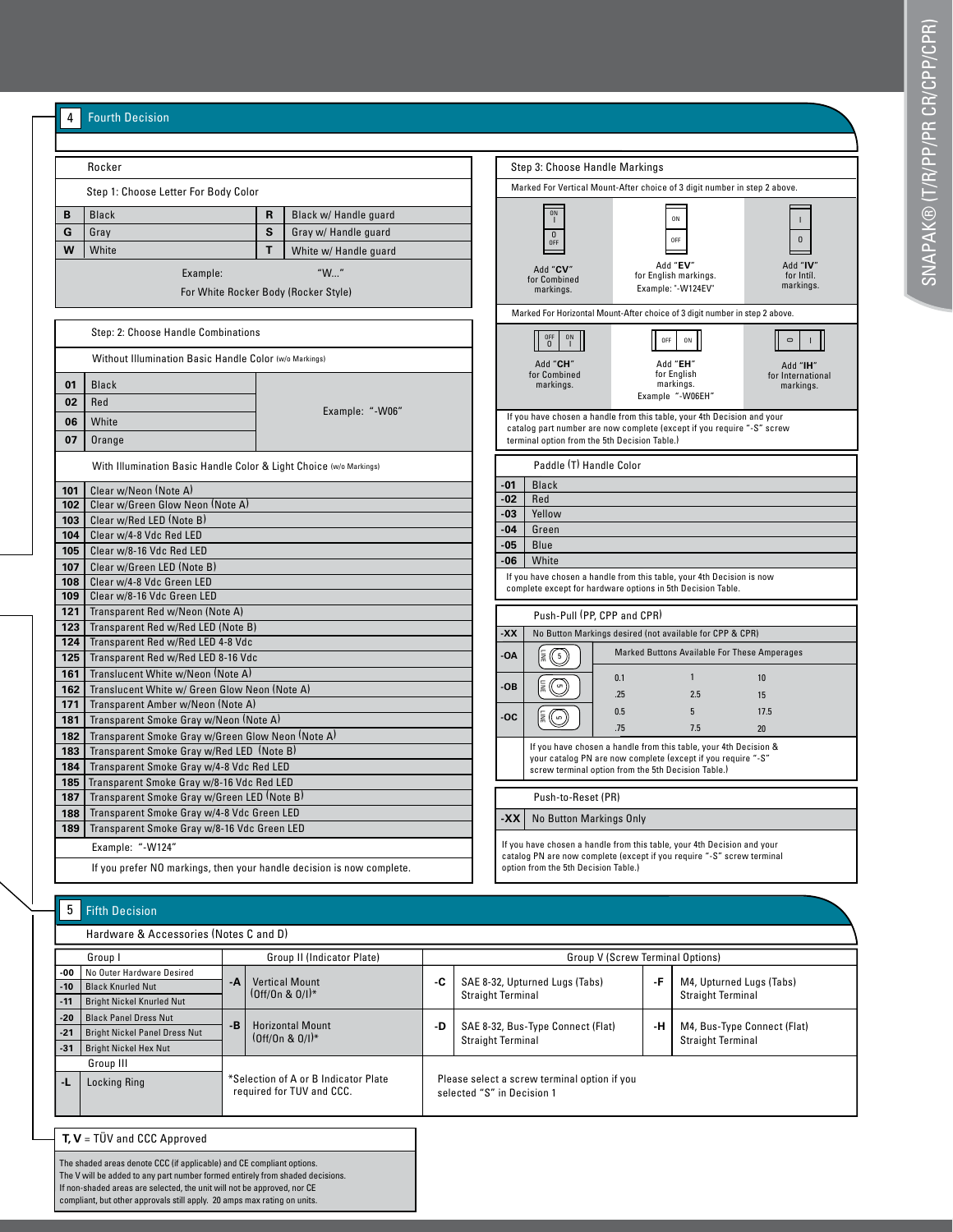## 4 Fourth Decision

### Rocker

Step 1: Choose Letter For Body Color

| | | | |
|---|---|---|---|
| **B** | Black | **R** | Black w/ Handle guard |
| **G** | Gray | **S** | Gray w/ Handle guard |
| **W** | White | **T** | White w/ Handle guard |

Example: "W..."
For White Rocker Body (Rocker Style)

Step: 2: Choose Handle Combinations

Without Illumination Basic Handle Color (w/o Markings)

| | | |
|---|---|---|
| **01** | Black | Example: "-W06" |
| **02** | Red | |
| **06** | White | |
| **07** | Orange | |

With Illumination Basic Handle Color & Light Choice (w/o Markings)

| | |
|---|---|
| **101** | Clear w/Neon (Note A) |
| **102** | Clear w/Green Glow Neon (Note A) |
| **103** | Clear w/Red LED (Note B) |
| **104** | Clear w/4-8 Vdc Red LED |
| **105** | Clear w/8-16 Vdc Red LED |
| **107** | Clear w/Green LED (Note B) |
| **108** | Clear w/4-8 Vdc Green LED |
| **109** | Clear w/8-16 Vdc Green LED |
| **121** | Transparent Red w/Neon (Note A) |
| **123** | Transparent Red w/Red LED (Note B) |
| **124** | Transparent Red w/Red LED 4-8 Vdc |
| **125** | Transparent Red w/Red LED 8-16 Vdc |
| **161** | Translucent White w/Neon (Note A) |
| **162** | Translucent White w/ Green Glow Neon (Note A) |
| **171** | Transparent Amber w/Neon (Note A) |
| **181** | Transparent Smoke Gray w/Neon (Note A) |
| **182** | Transparent Smoke Gray w/Green Glow Neon (Note A) |
| **183** | Transparent Smoke Gray w/Red LED (Note B) |
| **184** | Transparent Smoke Gray w/4-8 Vdc Red LED |
| **185** | Transparent Smoke Gray w/8-16 Vdc Red LED |
| **187** | Transparent Smoke Gray w/Green LED (Note B) |
| **188** | Transparent Smoke Gray w/4-8 Vdc Green LED |
| **189** | Transparent Smoke Gray w/8-16 Vdc Green LED |

Example: "-W124"

If you prefer NO markings, then your handle decision is now complete.

### Step 3: Choose Handle Markings

Marked For Vertical Mount-After choice of 3 digit number in step 2 above.

| | | |
|---|---|---|
| ON I / O OFF | ON / OFF | I / O |
| Add "**CV**" for Combined markings. | Add "**EV**" for English markings. Example: "-W124EV" | Add "**IV**" for Intl. markings. |

Marked For Horizontal Mount-After choice of 3 digit number in step 2 above.

| | | |
|---|---|---|
| OFF O / ON I | OFF / ON | O / I |
| Add "**CH**" for Combined markings. | Add "**EH**" for English markings. Example "-W06EH" | Add "**IH**" for International markings. |

If you have chosen a handle from this table, your 4th Decision and your catalog part number are now complete (except if you require "-S" screw terminal option from the 5th Decision Table.)

### Paddle (T) Handle Color

| | |
|---|---|
| **-01** | Black |
| **-02** | Red |
| **-03** | Yellow |
| **-04** | Green |
| **-05** | Blue |
| **-06** | White |

If you have chosen a handle from this table, your 4th Decision is now complete except for hardware options in 5th Decision Table.

### Push-Pull (PP, CPP and CPR)

| | | | | |
|---|---|---|---|---|
| **-XX** | No Button Markings desired (not available for CPP & CPR) | | | |
| **-OA** | LINE 5 | Marked Buttons Available For These Amperages | | |
| **-OB** | LINE 5 | 0.1 / .25 | 1 / 2.5 | 10 / 15 |
| **-OC** | LINE 5 | 0.5 / .75 | 5 / 7.5 | 17.5 / 20 |

If you have chosen a handle from this table, your 4th Decision & your catalog PN are now complete (except if you require "-S" screw terminal option from the 5th Decision Table.)

### Push-to-Reset (PR)

| | |
|---|---|
| **-XX** | No Button Markings Only |

If you have chosen a handle from this table, your 4th Decision and your catalog PN are now complete (except if you require "-S" screw terminal option from the 5th Decision Table.)

## 5 Fifth Decision

Hardware & Accessories (Notes C and D)

| Group I | | Group II (Indicator Plate) | | Group V (Screw Terminal Options) | | | |
|---|---|---|---|---|---|---|---|
| **-00** | No Outer Hardware Desired | **-A** | Vertical Mount (Off/On & O/I)* | **-C** | SAE 8-32, Upturned Lugs (Tabs) Straight Terminal | **-F** | M4, Upturned Lugs (Tabs) Straight Terminal |
| **-10** | Black Knurled Nut | | | | | | |
| **-11** | Bright Nickel Knurled Nut | | | | | | |
| **-20** | Black Panel Dress Nut | **-B** | Horizontal Mount (Off/On & O/I)* | **-D** | SAE 8-32, Bus-Type Connect (Flat) Straight Terminal | **-H** | M4, Bus-Type Connect (Flat) Straight Terminal |
| **-21** | Bright Nickel Panel Dress Nut | | | | | | |
| **-31** | Bright Nickel Hex Nut | | | | | | |
| Group III | | *Selection of A or B Indicator Plate required for TUV and CCC. | | Please select a screw terminal option if you selected "S" in Decision 1 | | | |
| **-L** | Locking Ring | | | | | | |

**T, V** = TÜV and CCC Approved

The shaded areas denote CCC (if applicable) and CE compliant options.
The V will be added to any part number formed entirely from shaded decisions.
If non-shaded areas are selected, the unit will not be approved, nor CE compliant, but other approvals still apply. 20 amps max rating on units.